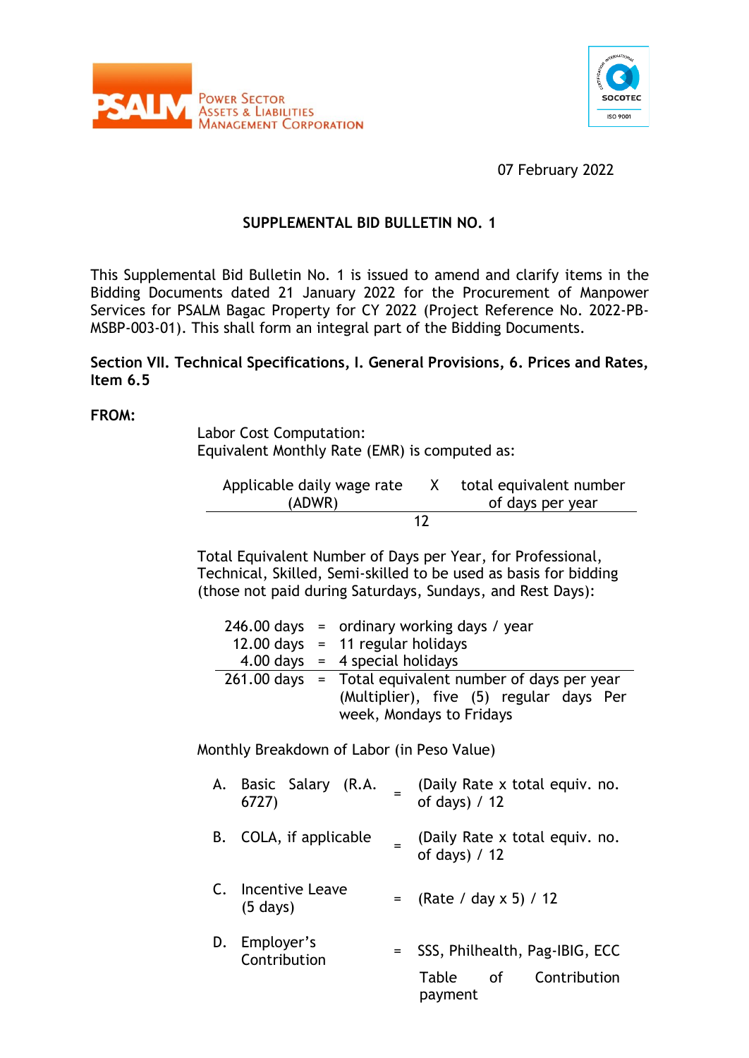PSALM Power Sector Assets & Liabilities Management Corporation

07 February 2022

## SUPPLEMENTAL BID BULLETIN NO. 1

This Supplemental Bid Bulletin No. 1 is issued to amend and clarify items in the Bidding Documents dated 21 January 2022 for the Procurement of Manpower Services for PSALM Bagac Property for CY 2022 (Project Reference No. 2022-PB-MSBP-003-01). This shall form an integral part of the Bidding Documents.

**Section VII. Technical Specifications, I. General Provisions, 6. Prices and Rates, Item 6.5**

**FROM:**

Labor Cost Computation:
Equivalent Monthly Rate (EMR) is computed as:

$$\frac{\text{Applicable daily wage rate (ADWR)} \times \text{total equivalent number of days per year}}{12}$$

Total Equivalent Number of Days per Year, for Professional, Technical, Skilled, Semi-skilled to be used as basis for bidding (those not paid during Saturdays, Sundays, and Rest Days):

| | | |
|---|---|---|
| 246.00 days | = | ordinary working days / year |
| 12.00 days | = | 11 regular holidays |
| 4.00 days | = | 4 special holidays |
| 261.00 days | = | Total equivalent number of days per year (Multiplier), five (5) regular days Per week, Mondays to Fridays |

Monthly Breakdown of Labor (in Peso Value)

| | | | |
|---|---|---|---|
| A. | Basic Salary (R.A. 6727) | = | (Daily Rate x total equiv. no. of days) / 12 |
| B. | COLA, if applicable | = | (Daily Rate x total equiv. no. of days) / 12 |
| C. | Incentive Leave (5 days) | = | (Rate / day x 5) / 12 |
| D. | Employer's Contribution | = | SSS, Philhealth, Pag-IBIG, ECC Table of Contribution payment |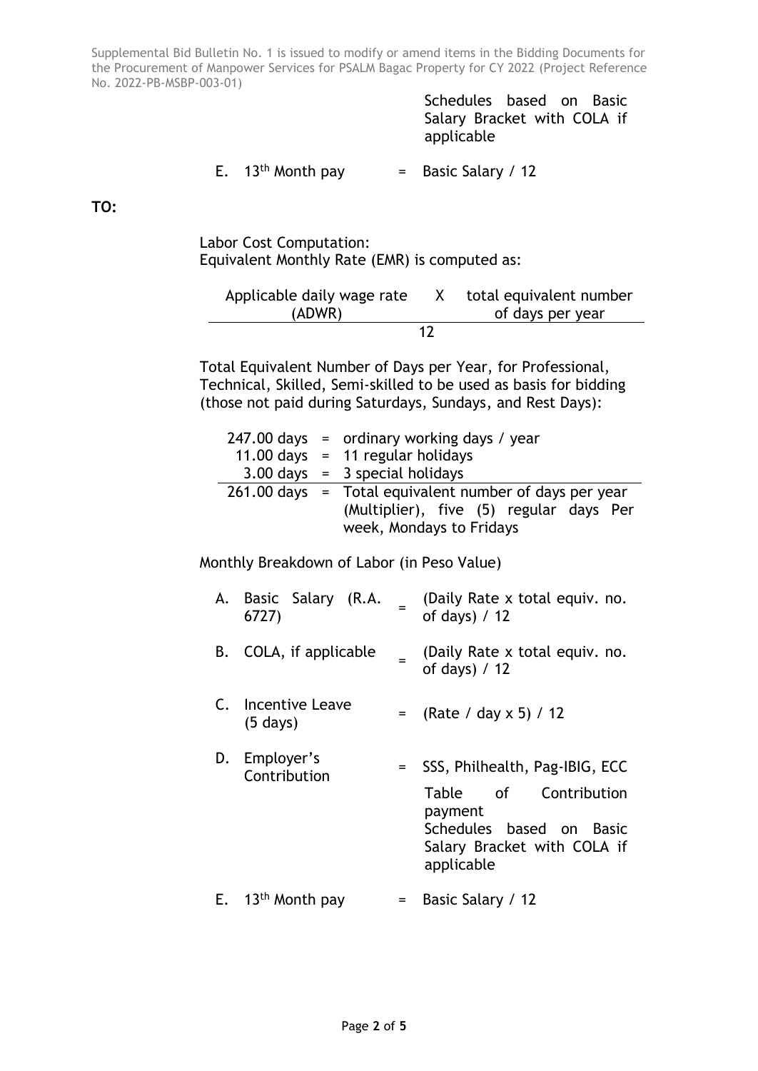Schedules based on Basic Salary Bracket with COLA if applicable

E. 13th Month pay = Basic Salary / 12

**TO:**

Labor Cost Computation:
Equivalent Monthly Rate (EMR) is computed as:

$$\frac{\text{Applicable daily wage rate (ADWR)} \quad X \quad \text{total equivalent number of days per year}}{12}$$

Total Equivalent Number of Days per Year, for Professional, Technical, Skilled, Semi-skilled to be used as basis for bidding (those not paid during Saturdays, Sundays, and Rest Days):

| | | |
|---|---|---|
| 247.00 days | = | ordinary working days / year |
| 11.00 days | = | 11 regular holidays |
| 3.00 days | = | 3 special holidays |
| 261.00 days | = | Total equivalent number of days per year (Multiplier), five (5) regular days Per week, Mondays to Fridays |

Monthly Breakdown of Labor (in Peso Value)

| | | | |
|---|---|---|---|
| A. | Basic Salary (R.A. 6727) | = | (Daily Rate x total equiv. no. of days) / 12 |
| B. | COLA, if applicable | = | (Daily Rate x total equiv. no. of days) / 12 |
| C. | Incentive Leave (5 days) | = | (Rate / day x 5) / 12 |
| D. | Employer's Contribution | = | SSS, Philhealth, Pag-IBIG, ECC Table of Contribution payment Schedules based on Basic Salary Bracket with COLA if applicable |
| E. | 13th Month pay | = | Basic Salary / 12 |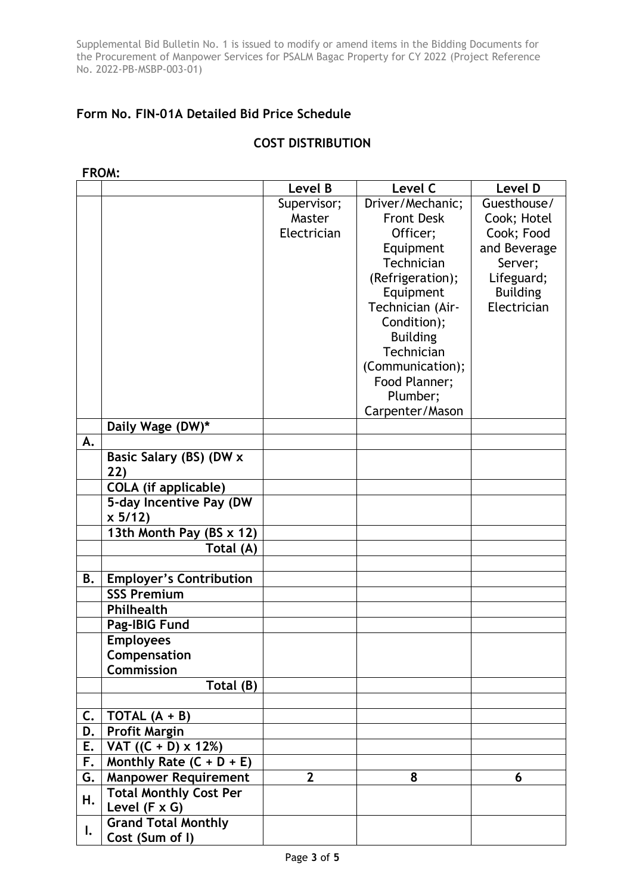## Form No. FIN-01A Detailed Bid Price Schedule

### COST DISTRIBUTION

**FROM:**

| | | Level B | Level C | Level D |
|---|---|---|---|---|
| | | Supervisor; Master Electrician | Driver/Mechanic; Front Desk Officer; Equipment Technician (Refrigeration); Equipment Technician (Air-Condition); Building Technician (Communication); Food Planner; Plumber; Carpenter/Mason | Guesthouse/ Cook; Hotel Cook; Food and Beverage Server; Lifeguard; Building Electrician |
| | **Daily Wage (DW)*** | | | |
| **A.** | | | | |
| | **Basic Salary (BS) (DW x 22)** | | | |
| | **COLA (if applicable)** | | | |
| | **5-day Incentive Pay (DW x 5/12)** | | | |
| | **13th Month Pay (BS x 12)** | | | |
| | **Total (A)** | | | |
| | | | | |
| **B.** | **Employer's Contribution** | | | |
| | **SSS Premium** | | | |
| | **Philhealth** | | | |
| | **Pag-IBIG Fund** | | | |
| | **Employees Compensation Commission** | | | |
| | **Total (B)** | | | |
| | | | | |
| **C.** | **TOTAL (A + B)** | | | |
| **D.** | **Profit Margin** | | | |
| **E.** | **VAT ((C + D) x 12%)** | | | |
| **F.** | **Monthly Rate (C + D + E)** | | | |
| **G.** | **Manpower Requirement** | **2** | **8** | **6** |
| **H.** | **Total Monthly Cost Per Level (F x G)** | | | |
| **I.** | **Grand Total Monthly Cost (Sum of I)** | | | |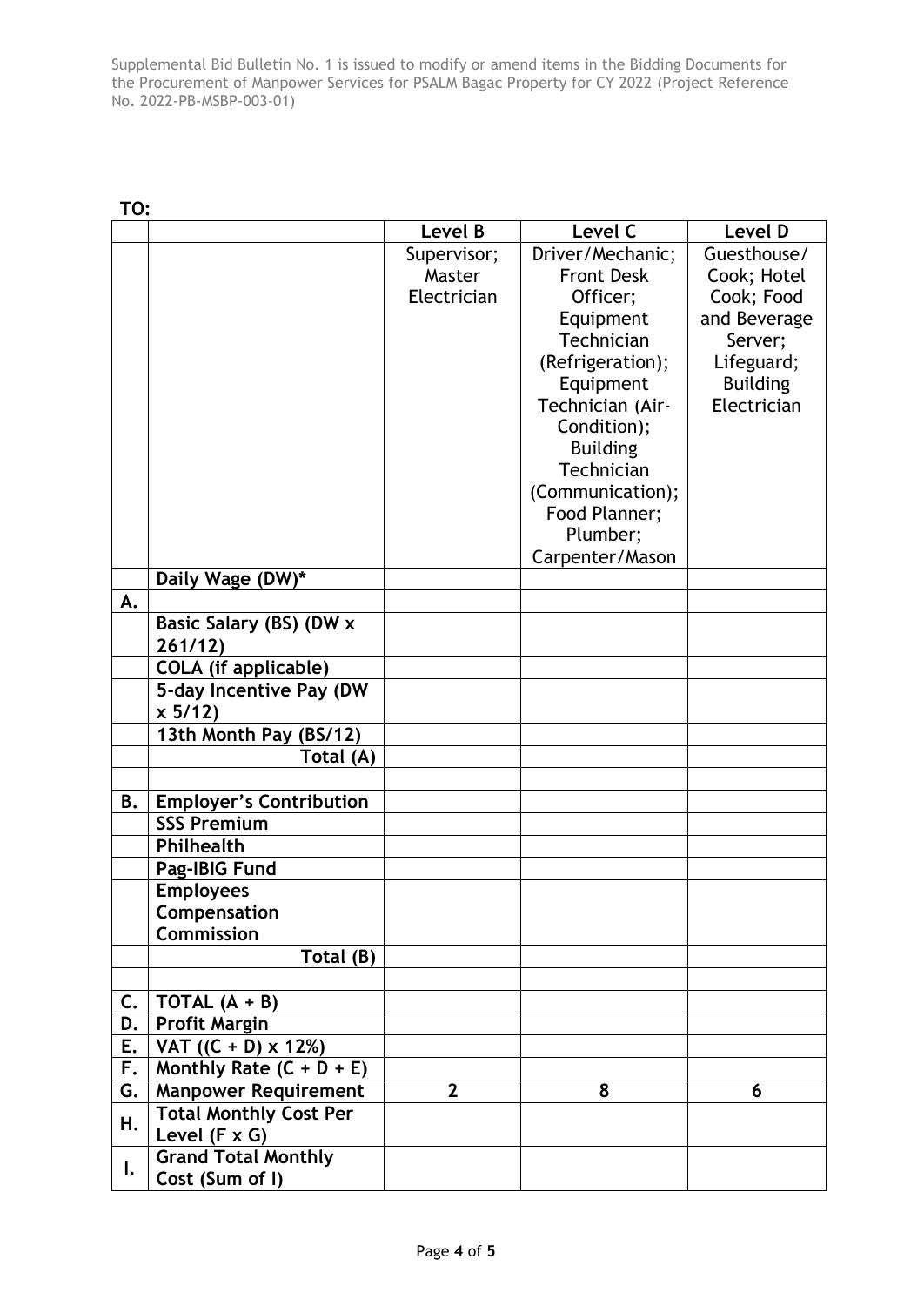**TO:**

| | | Level B | Level C | Level D |
|---|---|---|---|---|
| | | Supervisor; Master Electrician | Driver/Mechanic; Front Desk Officer; Equipment Technician (Refrigeration); Equipment Technician (Air-Condition); Building Technician (Communication); Food Planner; Plumber; Carpenter/Mason | Guesthouse/ Cook; Hotel Cook; Food and Beverage Server; Lifeguard; Building Electrician |
| | **Daily Wage (DW)*** | | | |
| **A.** | | | | |
| | **Basic Salary (BS) (DW x 261/12)** | | | |
| | **COLA (if applicable)** | | | |
| | **5-day Incentive Pay (DW x 5/12)** | | | |
| | **13th Month Pay (BS/12)** | | | |
| | **Total (A)** | | | |
| | | | | |
| **B.** | **Employer's Contribution** | | | |
| | **SSS Premium** | | | |
| | **Philhealth** | | | |
| | **Pag-IBIG Fund** | | | |
| | **Employees Compensation Commission** | | | |
| | **Total (B)** | | | |
| | | | | |
| **C.** | **TOTAL (A + B)** | | | |
| **D.** | **Profit Margin** | | | |
| **E.** | **VAT ((C + D) x 12%)** | | | |
| **F.** | **Monthly Rate (C + D + E)** | | | |
| **G.** | **Manpower Requirement** | **2** | **8** | **6** |
| **H.** | **Total Monthly Cost Per Level (F x G)** | | | |
| **I.** | **Grand Total Monthly Cost (Sum of I)** | | | |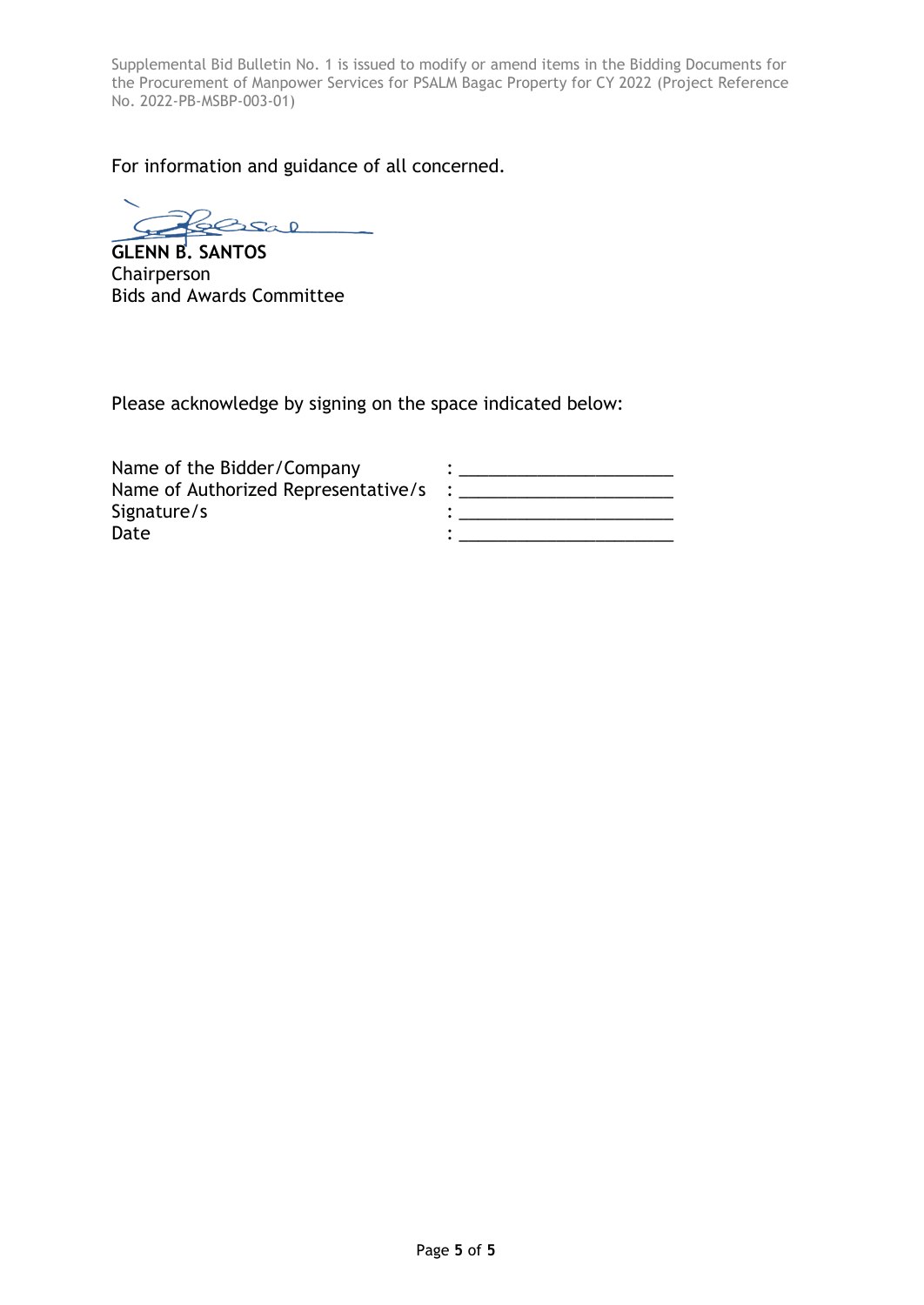For information and guidance of all concerned.

**GLENN B. SANTOS**
Chairperson
Bids and Awards Committee

Please acknowledge by signing on the space indicated below:

Name of the Bidder/Company : ______________________
Name of Authorized Representative/s : ______________________
Signature/s : ______________________
Date : ______________________